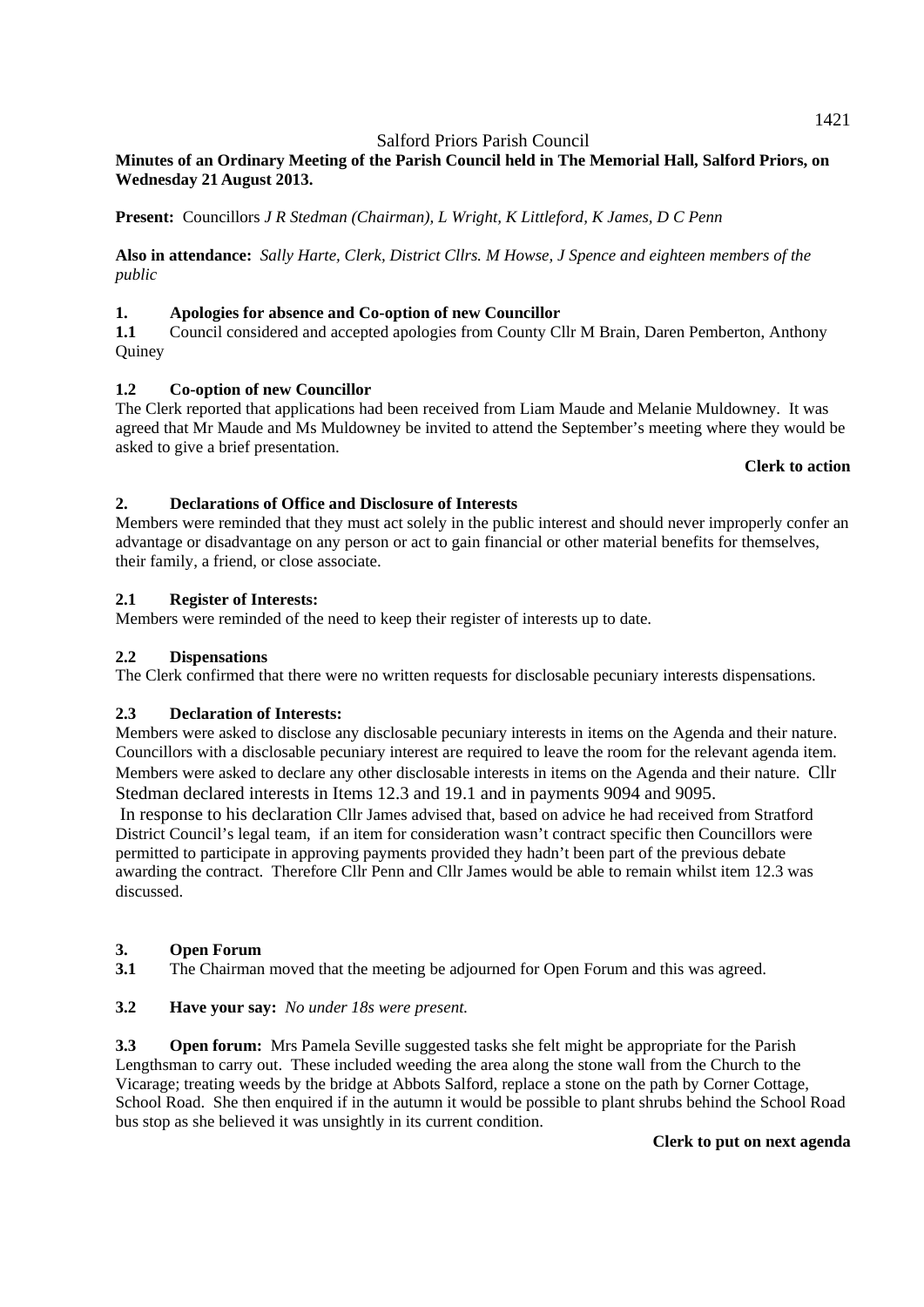Salford Priors Parish Council

**Minutes of an Ordinary Meeting of the Parish Council held in The Memorial Hall, Salford Priors, on Wednesday 21 August 2013.**

**Present:** Councillors *J R Stedman (Chairman), L Wright, K Littleford, K James, D C Penn*

**Also in attendance:** *Sally Harte, Clerk, District Cllrs. M Howse, J Spence and eighteen members of the public*

**1. Apologies for absence and Co-option of new Councillor**

**1.1** Council considered and accepted apologies from County Cllr M Brain, Daren Pemberton, Anthony Quiney

**1.2 Co-option of new Councillor**

The Clerk reported that applications had been received from Liam Maude and Melanie Muldowney. It was agreed that Mr Maude and Ms Muldowney be invited to attend the September's meeting where they would be asked to give a brief presentation.

**Clerk to action**

**2. Declarations of Office and Disclosure of Interests**

Members were reminded that they must act solely in the public interest and should never improperly confer an advantage or disadvantage on any person or act to gain financial or other material benefits for themselves, their family, a friend, or close associate.

**2.1 Register of Interests:**

Members were reminded of the need to keep their register of interests up to date.

**2.2 Dispensations**

The Clerk confirmed that there were no written requests for disclosable pecuniary interests dispensations.

**2.3 Declaration of Interests:**

Members were asked to disclose any disclosable pecuniary interests in items on the Agenda and their nature. Councillors with a disclosable pecuniary interest are required to leave the room for the relevant agenda item. Members were asked to declare any other disclosable interests in items on the Agenda and their nature. Cllr Stedman declared interests in Items 12.3 and 19.1 and in payments 9094 and 9095.

In response to his declaration Cllr James advised that, based on advice he had received from Stratford District Council's legal team, if an item for consideration wasn't contract specific then Councillors were permitted to participate in approving payments provided they hadn't been part of the previous debate awarding the contract. Therefore Cllr Penn and Cllr James would be able to remain whilst item 12.3 was discussed.

**3. Open Forum**

**3.1** The Chairman moved that the meeting be adjourned for Open Forum and this was agreed.

**3.2 Have your say:** *No under 18s were present.*

**3.3 Open forum:** Mrs Pamela Seville suggested tasks she felt might be appropriate for the Parish Lengthsman to carry out. These included weeding the area along the stone wall from the Church to the Vicarage; treating weeds by the bridge at Abbots Salford, replace a stone on the path by Corner Cottage, School Road. She then enquired if in the autumn it would be possible to plant shrubs behind the School Road bus stop as she believed it was unsightly in its current condition.

**Clerk to put on next agenda**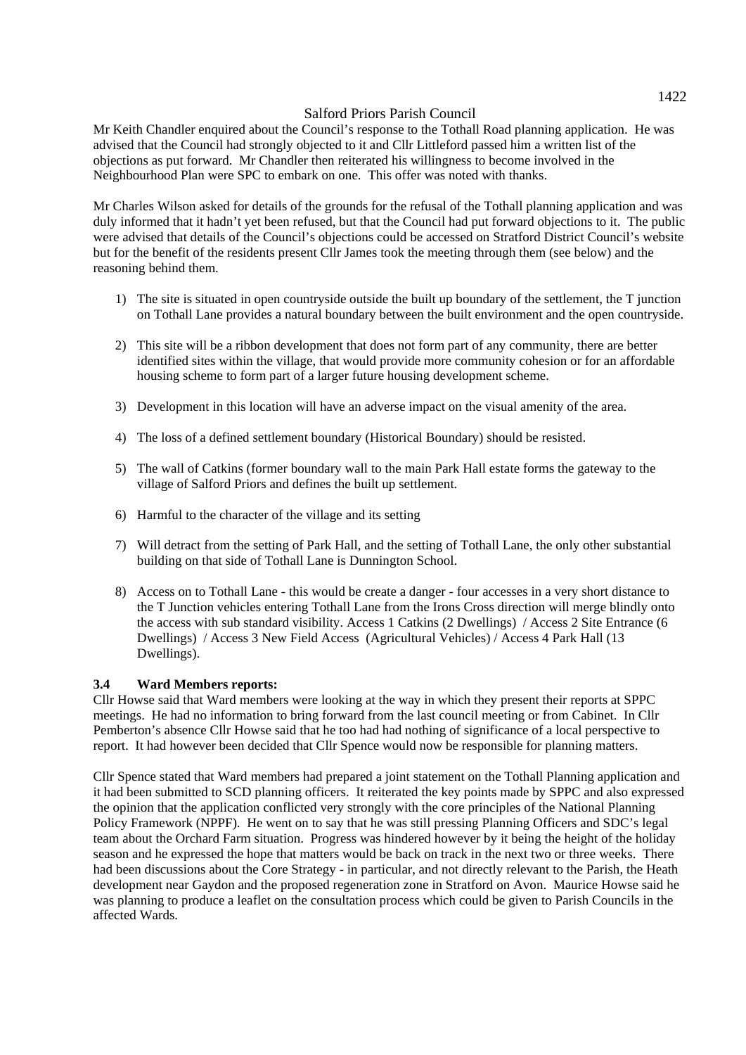Mr Keith Chandler enquired about the Council's response to the Tothall Road planning application. He was advised that the Council had strongly objected to it and Cllr Littleford passed him a written list of the objections as put forward. Mr Chandler then reiterated his willingness to become involved in the Neighbourhood Plan were SPC to embark on one. This offer was noted with thanks.

Mr Charles Wilson asked for details of the grounds for the refusal of the Tothall planning application and was duly informed that it hadn't yet been refused, but that the Council had put forward objections to it. The public were advised that details of the Council's objections could be accessed on Stratford District Council's website but for the benefit of the residents present Cllr James took the meeting through them (see below) and the reasoning behind them.

1) The site is situated in open countryside outside the built up boundary of the settlement, the T junction on Tothall Lane provides a natural boundary between the built environment and the open countryside.

2) This site will be a ribbon development that does not form part of any community, there are better identified sites within the village, that would provide more community cohesion or for an affordable housing scheme to form part of a larger future housing development scheme.

3) Development in this location will have an adverse impact on the visual amenity of the area.

4) The loss of a defined settlement boundary (Historical Boundary) should be resisted.

5) The wall of Catkins (former boundary wall to the main Park Hall estate forms the gateway to the village of Salford Priors and defines the built up settlement.

6) Harmful to the character of the village and its setting

7) Will detract from the setting of Park Hall, and the setting of Tothall Lane, the only other substantial building on that side of Tothall Lane is Dunnington School.

8) Access on to Tothall Lane - this would be create a danger - four accesses in a very short distance to the T Junction vehicles entering Tothall Lane from the Irons Cross direction will merge blindly onto the access with sub standard visibility. Access 1 Catkins (2 Dwellings) / Access 2 Site Entrance (6 Dwellings) / Access 3 New Field Access (Agricultural Vehicles) / Access 4 Park Hall (13 Dwellings).

**3.4 Ward Members reports:**

Cllr Howse said that Ward members were looking at the way in which they present their reports at SPPC meetings. He had no information to bring forward from the last council meeting or from Cabinet. In Cllr Pemberton's absence Cllr Howse said that he too had had nothing of significance of a local perspective to report. It had however been decided that Cllr Spence would now be responsible for planning matters.

Cllr Spence stated that Ward members had prepared a joint statement on the Tothall Planning application and it had been submitted to SCD planning officers. It reiterated the key points made by SPPC and also expressed the opinion that the application conflicted very strongly with the core principles of the National Planning Policy Framework (NPPF). He went on to say that he was still pressing Planning Officers and SDC's legal team about the Orchard Farm situation. Progress was hindered however by it being the height of the holiday season and he expressed the hope that matters would be back on track in the next two or three weeks. There had been discussions about the Core Strategy - in particular, and not directly relevant to the Parish, the Heath development near Gaydon and the proposed regeneration zone in Stratford on Avon. Maurice Howse said he was planning to produce a leaflet on the consultation process which could be given to Parish Councils in the affected Wards.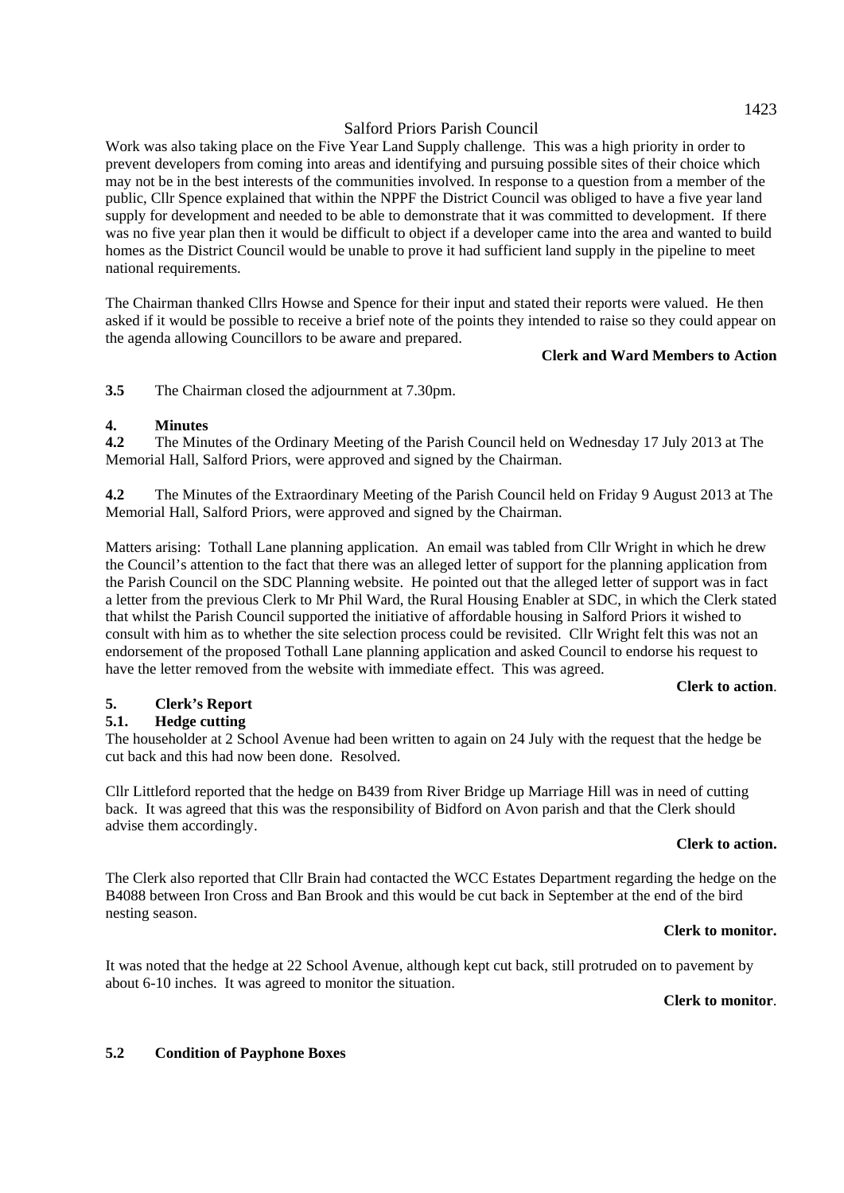Work was also taking place on the Five Year Land Supply challenge. This was a high priority in order to prevent developers from coming into areas and identifying and pursuing possible sites of their choice which may not be in the best interests of the communities involved. In response to a question from a member of the public, Cllr Spence explained that within the NPPF the District Council was obliged to have a five year land supply for development and needed to be able to demonstrate that it was committed to development. If there was no five year plan then it would be difficult to object if a developer came into the area and wanted to build homes as the District Council would be unable to prove it had sufficient land supply in the pipeline to meet national requirements.

The Chairman thanked Cllrs Howse and Spence for their input and stated their reports were valued. He then asked if it would be possible to receive a brief note of the points they intended to raise so they could appear on the agenda allowing Councillors to be aware and prepared.

**Clerk and Ward Members to Action**

**3.5** The Chairman closed the adjournment at 7.30pm.

**4. Minutes**

**4.2** The Minutes of the Ordinary Meeting of the Parish Council held on Wednesday 17 July 2013 at The Memorial Hall, Salford Priors, were approved and signed by the Chairman.

**4.2** The Minutes of the Extraordinary Meeting of the Parish Council held on Friday 9 August 2013 at The Memorial Hall, Salford Priors, were approved and signed by the Chairman.

Matters arising: Tothall Lane planning application. An email was tabled from Cllr Wright in which he drew the Council's attention to the fact that there was an alleged letter of support for the planning application from the Parish Council on the SDC Planning website. He pointed out that the alleged letter of support was in fact a letter from the previous Clerk to Mr Phil Ward, the Rural Housing Enabler at SDC, in which the Clerk stated that whilst the Parish Council supported the initiative of affordable housing in Salford Priors it wished to consult with him as to whether the site selection process could be revisited. Cllr Wright felt this was not an endorsement of the proposed Tothall Lane planning application and asked Council to endorse his request to have the letter removed from the website with immediate effect. This was agreed.

**Clerk to action**.

**5. Clerk's Report**

**5.1. Hedge cutting**

The householder at 2 School Avenue had been written to again on 24 July with the request that the hedge be cut back and this had now been done. Resolved.

Cllr Littleford reported that the hedge on B439 from River Bridge up Marriage Hill was in need of cutting back. It was agreed that this was the responsibility of Bidford on Avon parish and that the Clerk should advise them accordingly.

**Clerk to action.**

The Clerk also reported that Cllr Brain had contacted the WCC Estates Department regarding the hedge on the B4088 between Iron Cross and Ban Brook and this would be cut back in September at the end of the bird nesting season.

**Clerk to monitor.**

It was noted that the hedge at 22 School Avenue, although kept cut back, still protruded on to pavement by about 6-10 inches. It was agreed to monitor the situation.

**Clerk to monitor**.

**5.2 Condition of Payphone Boxes**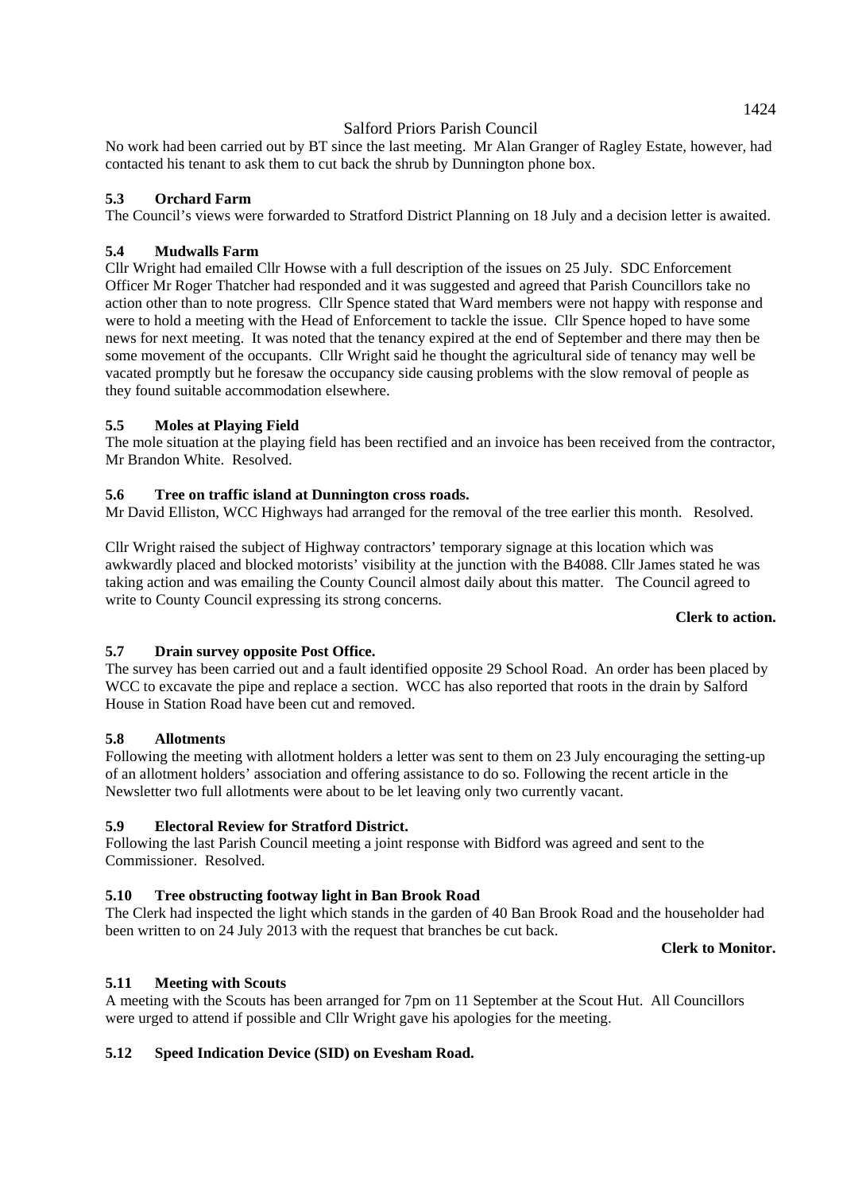No work had been carried out by BT since the last meeting. Mr Alan Granger of Ragley Estate, however, had contacted his tenant to ask them to cut back the shrub by Dunnington phone box.

**5.3 Orchard Farm**

The Council's views were forwarded to Stratford District Planning on 18 July and a decision letter is awaited.

**5.4 Mudwalls Farm**

Cllr Wright had emailed Cllr Howse with a full description of the issues on 25 July. SDC Enforcement Officer Mr Roger Thatcher had responded and it was suggested and agreed that Parish Councillors take no action other than to note progress. Cllr Spence stated that Ward members were not happy with response and were to hold a meeting with the Head of Enforcement to tackle the issue. Cllr Spence hoped to have some news for next meeting. It was noted that the tenancy expired at the end of September and there may then be some movement of the occupants. Cllr Wright said he thought the agricultural side of tenancy may well be vacated promptly but he foresaw the occupancy side causing problems with the slow removal of people as they found suitable accommodation elsewhere.

**5.5 Moles at Playing Field**

The mole situation at the playing field has been rectified and an invoice has been received from the contractor, Mr Brandon White. Resolved.

**5.6 Tree on traffic island at Dunnington cross roads.**

Mr David Elliston, WCC Highways had arranged for the removal of the tree earlier this month. Resolved.

Cllr Wright raised the subject of Highway contractors' temporary signage at this location which was awkwardly placed and blocked motorists' visibility at the junction with the B4088. Cllr James stated he was taking action and was emailing the County Council almost daily about this matter. The Council agreed to write to County Council expressing its strong concerns.

**Clerk to action.**

**5.7 Drain survey opposite Post Office.**

The survey has been carried out and a fault identified opposite 29 School Road. An order has been placed by WCC to excavate the pipe and replace a section. WCC has also reported that roots in the drain by Salford House in Station Road have been cut and removed.

**5.8 Allotments**

Following the meeting with allotment holders a letter was sent to them on 23 July encouraging the setting-up of an allotment holders' association and offering assistance to do so. Following the recent article in the Newsletter two full allotments were about to be let leaving only two currently vacant.

**5.9 Electoral Review for Stratford District.**

Following the last Parish Council meeting a joint response with Bidford was agreed and sent to the Commissioner. Resolved.

**5.10 Tree obstructing footway light in Ban Brook Road**

The Clerk had inspected the light which stands in the garden of 40 Ban Brook Road and the householder had been written to on 24 July 2013 with the request that branches be cut back.

**Clerk to Monitor.**

**5.11 Meeting with Scouts**

A meeting with the Scouts has been arranged for 7pm on 11 September at the Scout Hut. All Councillors were urged to attend if possible and Cllr Wright gave his apologies for the meeting.

**5.12 Speed Indication Device (SID) on Evesham Road.**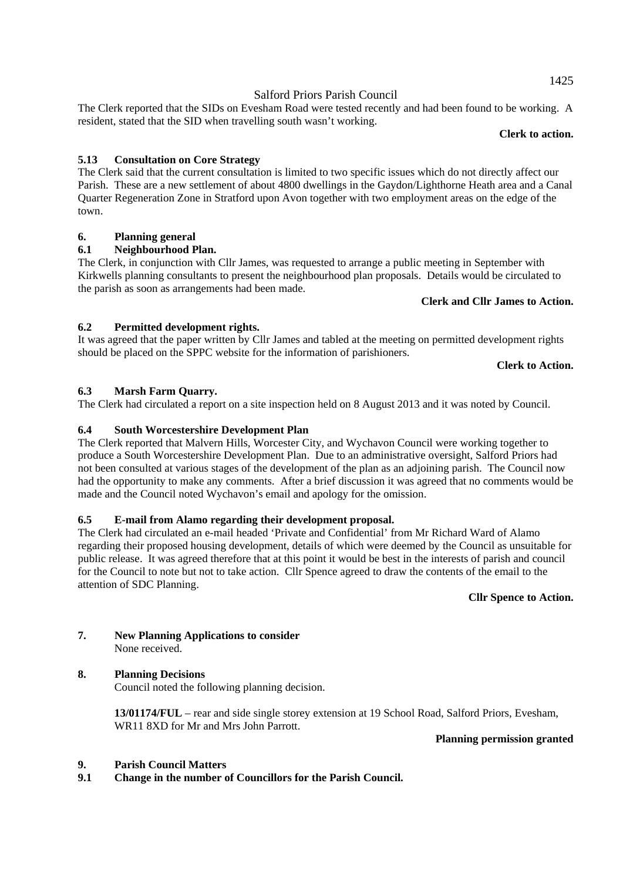The Clerk reported that the SIDs on Evesham Road were tested recently and had been found to be working. A resident, stated that the SID when travelling south wasn't working.

**Clerk to action.**

### 5.13 Consultation on Core Strategy

The Clerk said that the current consultation is limited to two specific issues which do not directly affect our Parish. These are a new settlement of about 4800 dwellings in the Gaydon/Lighthorne Heath area and a Canal Quarter Regeneration Zone in Stratford upon Avon together with two employment areas on the edge of the town.

## 6. Planning general

### 6.1 Neighbourhood Plan.

The Clerk, in conjunction with Cllr James, was requested to arrange a public meeting in September with Kirkwells planning consultants to present the neighbourhood plan proposals. Details would be circulated to the parish as soon as arrangements had been made.

**Clerk and Cllr James to Action.**

### 6.2 Permitted development rights.

It was agreed that the paper written by Cllr James and tabled at the meeting on permitted development rights should be placed on the SPPC website for the information of parishioners.

**Clerk to Action.**

### 6.3 Marsh Farm Quarry.

The Clerk had circulated a report on a site inspection held on 8 August 2013 and it was noted by Council.

### 6.4 South Worcestershire Development Plan

The Clerk reported that Malvern Hills, Worcester City, and Wychavon Council were working together to produce a South Worcestershire Development Plan. Due to an administrative oversight, Salford Priors had not been consulted at various stages of the development of the plan as an adjoining parish. The Council now had the opportunity to make any comments. After a brief discussion it was agreed that no comments would be made and the Council noted Wychavon's email and apology for the omission.

### 6.5 E-mail from Alamo regarding their development proposal.

The Clerk had circulated an e-mail headed 'Private and Confidential' from Mr Richard Ward of Alamo regarding their proposed housing development, details of which were deemed by the Council as unsuitable for public release. It was agreed therefore that at this point it would be best in the interests of parish and council for the Council to note but not to take action. Cllr Spence agreed to draw the contents of the email to the attention of SDC Planning.

**Cllr Spence to Action.**

## 7. New Planning Applications to consider

None received.

## 8. Planning Decisions

Council noted the following planning decision.

**13/01174/FUL** – rear and side single storey extension at 19 School Road, Salford Priors, Evesham, WR11 8XD for Mr and Mrs John Parrott.

**Planning permission granted**

## 9. Parish Council Matters

### 9.1 Change in the number of Councillors for the Parish Council.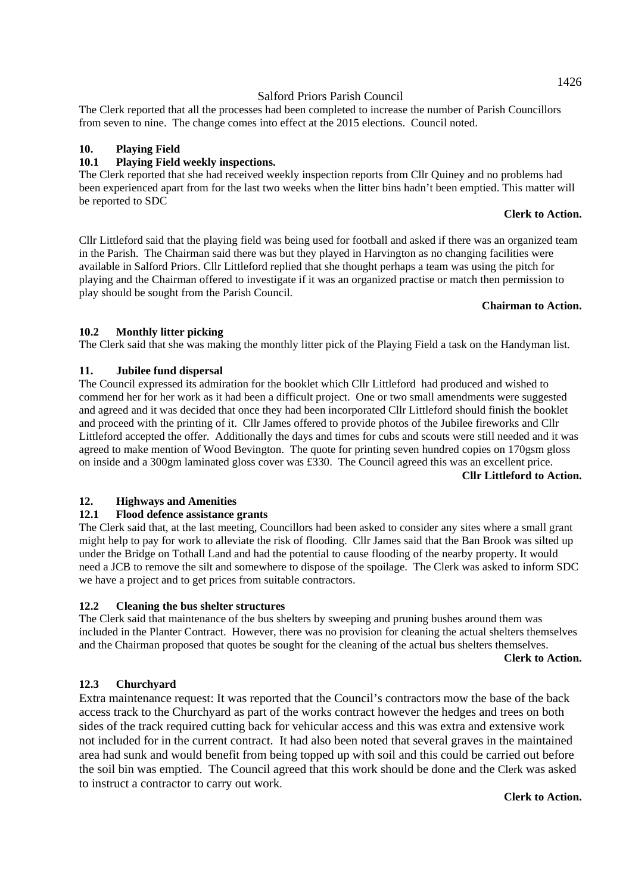The Clerk reported that all the processes had been completed to increase the number of Parish Councillors from seven to nine. The change comes into effect at the 2015 elections. Council noted.

**10. Playing Field**

**10.1 Playing Field weekly inspections.**

The Clerk reported that she had received weekly inspection reports from Cllr Quiney and no problems had been experienced apart from for the last two weeks when the litter bins hadn't been emptied. This matter will be reported to SDC

**Clerk to Action.**

Cllr Littleford said that the playing field was being used for football and asked if there was an organized team in the Parish. The Chairman said there was but they played in Harvington as no changing facilities were available in Salford Priors. Cllr Littleford replied that she thought perhaps a team was using the pitch for playing and the Chairman offered to investigate if it was an organized practise or match then permission to play should be sought from the Parish Council.

**Chairman to Action.**

**10.2 Monthly litter picking**

The Clerk said that she was making the monthly litter pick of the Playing Field a task on the Handyman list.

**11. Jubilee fund dispersal**

The Council expressed its admiration for the booklet which Cllr Littleford had produced and wished to commend her for her work as it had been a difficult project. One or two small amendments were suggested and agreed and it was decided that once they had been incorporated Cllr Littleford should finish the booklet and proceed with the printing of it. Cllr James offered to provide photos of the Jubilee fireworks and Cllr Littleford accepted the offer. Additionally the days and times for cubs and scouts were still needed and it was agreed to make mention of Wood Bevington. The quote for printing seven hundred copies on 170gsm gloss on inside and a 300gm laminated gloss cover was £330. The Council agreed this was an excellent price.

**Cllr Littleford to Action.**

**12. Highways and Amenities**

**12.1 Flood defence assistance grants**

The Clerk said that, at the last meeting, Councillors had been asked to consider any sites where a small grant might help to pay for work to alleviate the risk of flooding. Cllr James said that the Ban Brook was silted up under the Bridge on Tothall Land and had the potential to cause flooding of the nearby property. It would need a JCB to remove the silt and somewhere to dispose of the spoilage. The Clerk was asked to inform SDC we have a project and to get prices from suitable contractors.

**12.2 Cleaning the bus shelter structures**

The Clerk said that maintenance of the bus shelters by sweeping and pruning bushes around them was included in the Planter Contract. However, there was no provision for cleaning the actual shelters themselves and the Chairman proposed that quotes be sought for the cleaning of the actual bus shelters themselves.

**Clerk to Action.**

**12.3 Churchyard**

Extra maintenance request: It was reported that the Council's contractors mow the base of the back access track to the Churchyard as part of the works contract however the hedges and trees on both sides of the track required cutting back for vehicular access and this was extra and extensive work not included for in the current contract. It had also been noted that several graves in the maintained area had sunk and would benefit from being topped up with soil and this could be carried out before the soil bin was emptied. The Council agreed that this work should be done and the Clerk was asked to instruct a contractor to carry out work.

**Clerk to Action.**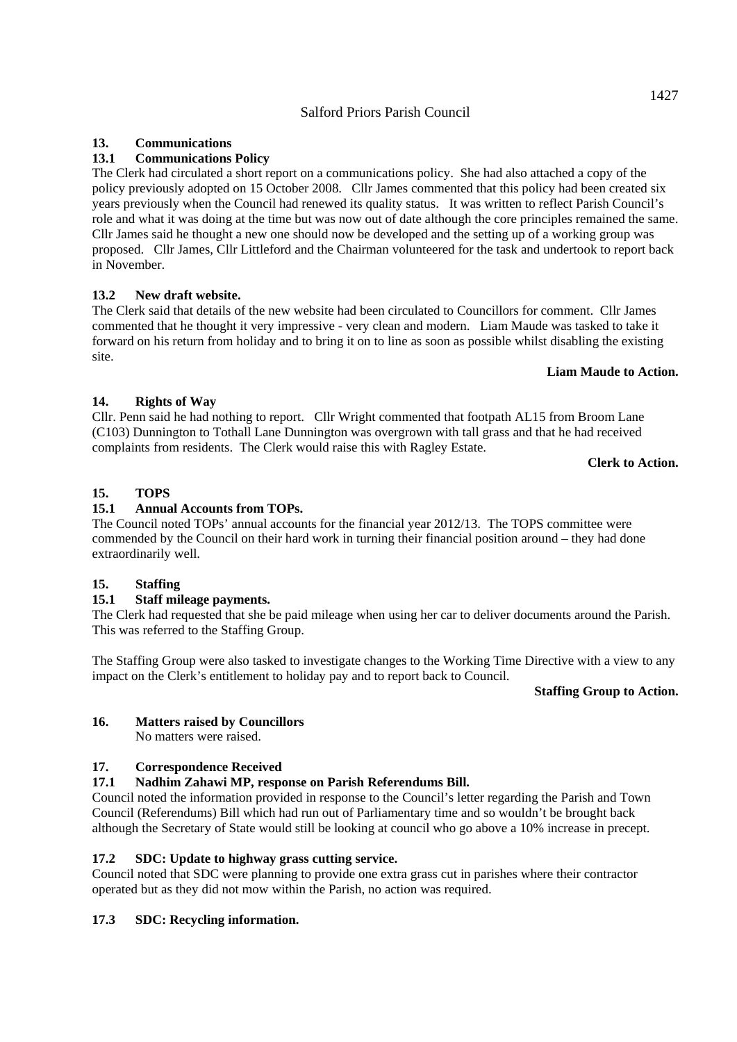Salford Priors Parish Council

**13. Communications**

**13.1 Communications Policy**

The Clerk had circulated a short report on a communications policy. She had also attached a copy of the policy previously adopted on 15 October 2008. Cllr James commented that this policy had been created six years previously when the Council had renewed its quality status. It was written to reflect Parish Council's role and what it was doing at the time but was now out of date although the core principles remained the same. Cllr James said he thought a new one should now be developed and the setting up of a working group was proposed. Cllr James, Cllr Littleford and the Chairman volunteered for the task and undertook to report back in November.

**13.2 New draft website.**

The Clerk said that details of the new website had been circulated to Councillors for comment. Cllr James commented that he thought it very impressive - very clean and modern. Liam Maude was tasked to take it forward on his return from holiday and to bring it on to line as soon as possible whilst disabling the existing site.

**Liam Maude to Action.**

**14. Rights of Way**

Cllr. Penn said he had nothing to report. Cllr Wright commented that footpath AL15 from Broom Lane (C103) Dunnington to Tothall Lane Dunnington was overgrown with tall grass and that he had received complaints from residents. The Clerk would raise this with Ragley Estate.

**Clerk to Action.**

**15. TOPS**

**15.1 Annual Accounts from TOPs.**

The Council noted TOPs' annual accounts for the financial year 2012/13. The TOPS committee were commended by the Council on their hard work in turning their financial position around – they had done extraordinarily well.

**15. Staffing**

**15.1 Staff mileage payments.**

The Clerk had requested that she be paid mileage when using her car to deliver documents around the Parish. This was referred to the Staffing Group.

The Staffing Group were also tasked to investigate changes to the Working Time Directive with a view to any impact on the Clerk's entitlement to holiday pay and to report back to Council.

**Staffing Group to Action.**

**16. Matters raised by Councillors**

No matters were raised.

**17. Correspondence Received**

**17.1 Nadhim Zahawi MP, response on Parish Referendums Bill.**

Council noted the information provided in response to the Council's letter regarding the Parish and Town Council (Referendums) Bill which had run out of Parliamentary time and so wouldn't be brought back although the Secretary of State would still be looking at council who go above a 10% increase in precept.

**17.2 SDC: Update to highway grass cutting service.**

Council noted that SDC were planning to provide one extra grass cut in parishes where their contractor operated but as they did not mow within the Parish, no action was required.

**17.3 SDC: Recycling information.**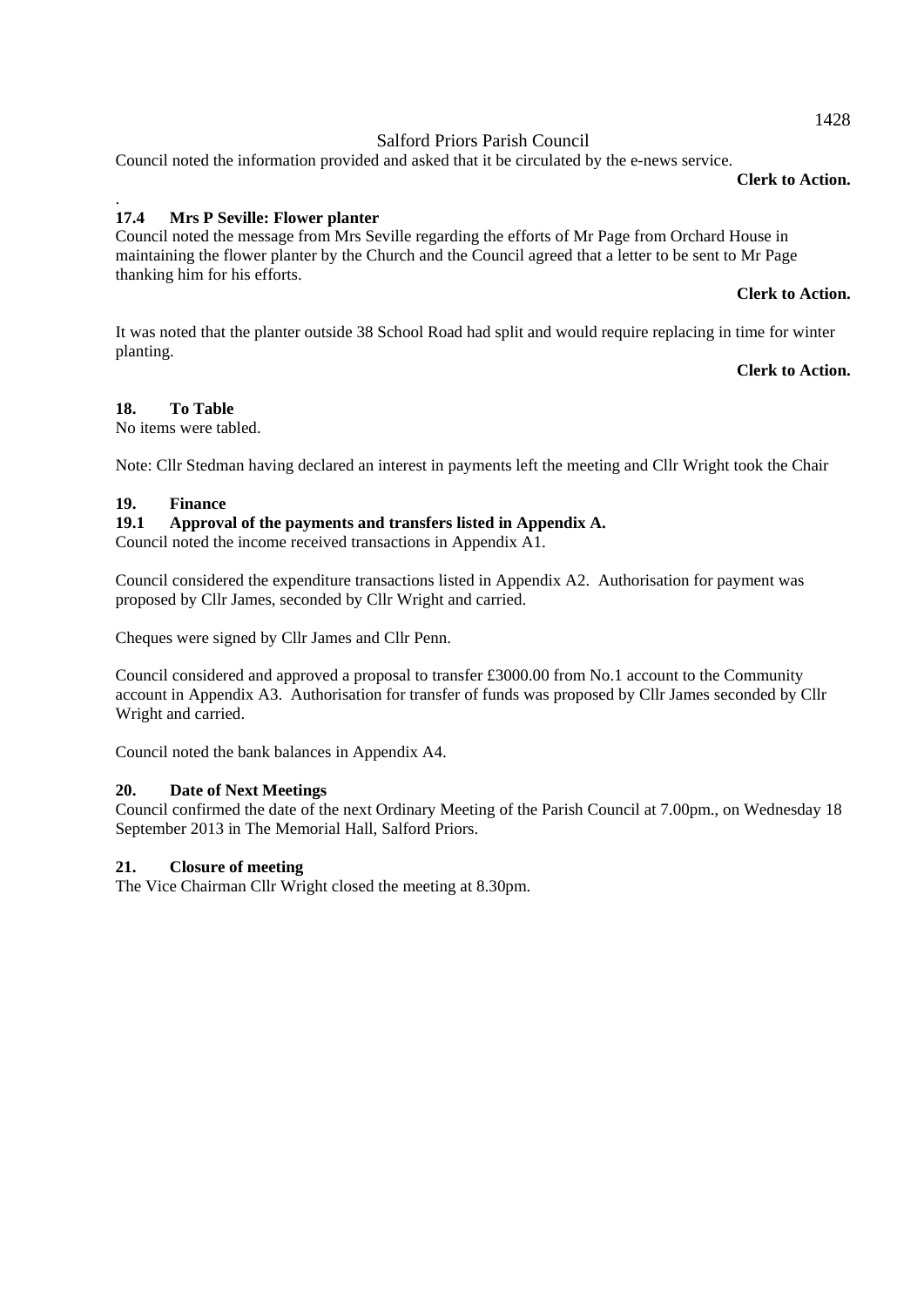Council noted the information provided and asked that it be circulated by the e-news service.

**Clerk to Action.**

.

**17.4 Mrs P Seville: Flower planter**

Council noted the message from Mrs Seville regarding the efforts of Mr Page from Orchard House in maintaining the flower planter by the Church and the Council agreed that a letter to be sent to Mr Page thanking him for his efforts.

**Clerk to Action.**

It was noted that the planter outside 38 School Road had split and would require replacing in time for winter planting.

**Clerk to Action.**

**18. To Table**

No items were tabled.

Note: Cllr Stedman having declared an interest in payments left the meeting and Cllr Wright took the Chair

**19. Finance**

**19.1 Approval of the payments and transfers listed in Appendix A.**

Council noted the income received transactions in Appendix A1.

Council considered the expenditure transactions listed in Appendix A2. Authorisation for payment was proposed by Cllr James, seconded by Cllr Wright and carried.

Cheques were signed by Cllr James and Cllr Penn.

Council considered and approved a proposal to transfer £3000.00 from No.1 account to the Community account in Appendix A3. Authorisation for transfer of funds was proposed by Cllr James seconded by Cllr Wright and carried.

Council noted the bank balances in Appendix A4.

**20. Date of Next Meetings**

Council confirmed the date of the next Ordinary Meeting of the Parish Council at 7.00pm., on Wednesday 18 September 2013 in The Memorial Hall, Salford Priors.

**21. Closure of meeting**

The Vice Chairman Cllr Wright closed the meeting at 8.30pm.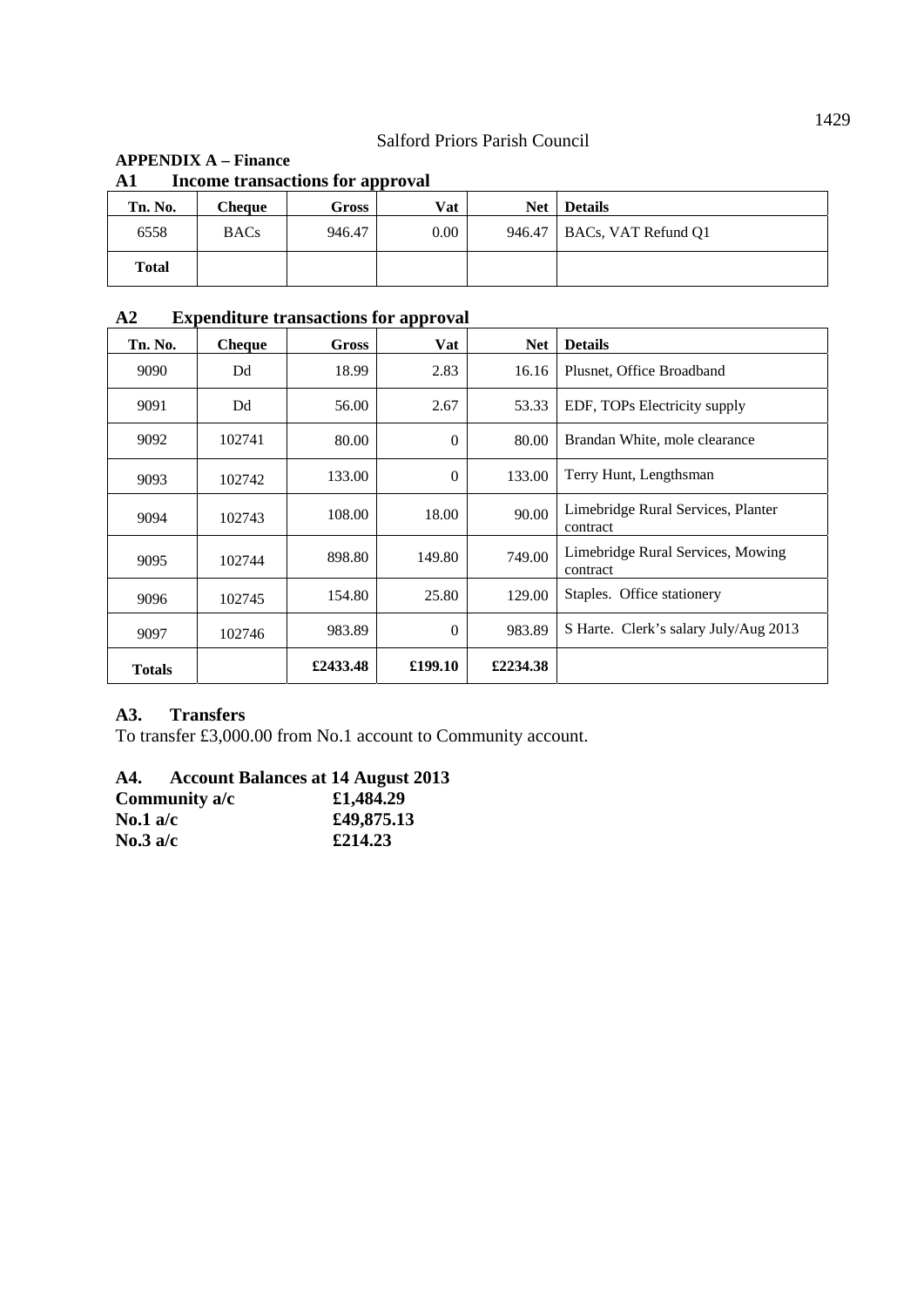Salford Priors Parish Council

**APPENDIX A – Finance**

## A1 Income transactions for approval

| Tn. No. | Cheque | Gross | Vat | Net | Details |
|---|---|---|---|---|---|
| 6558 | BACs | 946.47 | 0.00 | 946.47 | BACs, VAT Refund Q1 |
| **Total** | | | | | |

## A2 Expenditure transactions for approval

| Tn. No. | Cheque | Gross | Vat | Net | Details |
|---|---|---|---|---|---|
| 9090 | Dd | 18.99 | 2.83 | 16.16 | Plusnet, Office Broadband |
| 9091 | Dd | 56.00 | 2.67 | 53.33 | EDF, TOPs Electricity supply |
| 9092 | 102741 | 80.00 | 0 | 80.00 | Brandan White, mole clearance |
| 9093 | 102742 | 133.00 | 0 | 133.00 | Terry Hunt, Lengthsman |
| 9094 | 102743 | 108.00 | 18.00 | 90.00 | Limebridge Rural Services, Planter contract |
| 9095 | 102744 | 898.80 | 149.80 | 749.00 | Limebridge Rural Services, Mowing contract |
| 9096 | 102745 | 154.80 | 25.80 | 129.00 | Staples. Office stationery |
| 9097 | 102746 | 983.89 | 0 | 983.89 | S Harte. Clerk's salary July/Aug 2013 |
| **Totals** | | **£2433.48** | **£199.10** | **£2234.38** | |

## A3. Transfers

To transfer £3,000.00 from No.1 account to Community account.

## A4. Account Balances at 14 August 2013

**Community a/c** **£1,484.29**
**No.1 a/c** **£49,875.13**
**No.3 a/c** **£214.23**